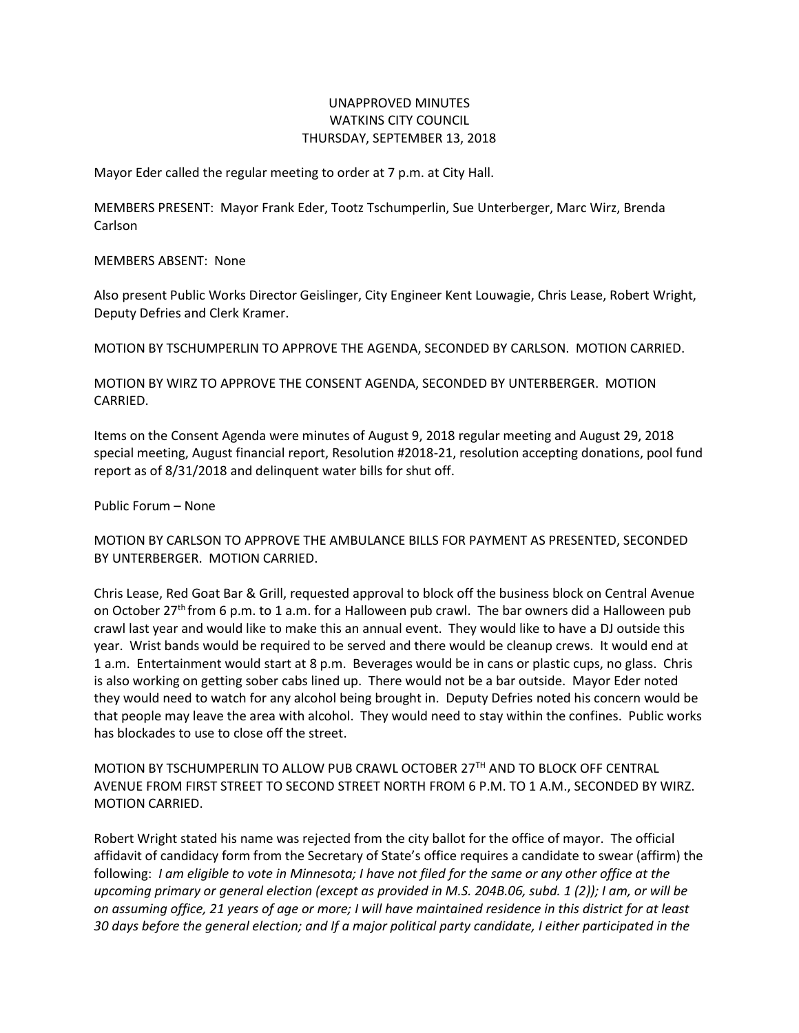# UNAPPROVED MINUTES
# WATKINS CITY COUNCIL
# THURSDAY, SEPTEMBER 13, 2018

Mayor Eder called the regular meeting to order at 7 p.m. at City Hall.

MEMBERS PRESENT: Mayor Frank Eder, Tootz Tschumperlin, Sue Unterberger, Marc Wirz, Brenda Carlson

MEMBERS ABSENT: None

Also present Public Works Director Geislinger, City Engineer Kent Louwagie, Chris Lease, Robert Wright, Deputy Defries and Clerk Kramer.

MOTION BY TSCHUMPERLIN TO APPROVE THE AGENDA, SECONDED BY CARLSON. MOTION CARRIED.

MOTION BY WIRZ TO APPROVE THE CONSENT AGENDA, SECONDED BY UNTERBERGER. MOTION CARRIED.

Items on the Consent Agenda were minutes of August 9, 2018 regular meeting and August 29, 2018 special meeting, August financial report, Resolution #2018-21, resolution accepting donations, pool fund report as of 8/31/2018 and delinquent water bills for shut off.

Public Forum – None

MOTION BY CARLSON TO APPROVE THE AMBULANCE BILLS FOR PAYMENT AS PRESENTED, SECONDED BY UNTERBERGER. MOTION CARRIED.

Chris Lease, Red Goat Bar & Grill, requested approval to block off the business block on Central Avenue on October 27th from 6 p.m. to 1 a.m. for a Halloween pub crawl. The bar owners did a Halloween pub crawl last year and would like to make this an annual event. They would like to have a DJ outside this year. Wrist bands would be required to be served and there would be cleanup crews. It would end at 1 a.m. Entertainment would start at 8 p.m. Beverages would be in cans or plastic cups, no glass. Chris is also working on getting sober cabs lined up. There would not be a bar outside. Mayor Eder noted they would need to watch for any alcohol being brought in. Deputy Defries noted his concern would be that people may leave the area with alcohol. They would need to stay within the confines. Public works has blockades to use to close off the street.

MOTION BY TSCHUMPERLIN TO ALLOW PUB CRAWL OCTOBER 27TH AND TO BLOCK OFF CENTRAL AVENUE FROM FIRST STREET TO SECOND STREET NORTH FROM 6 P.M. TO 1 A.M., SECONDED BY WIRZ. MOTION CARRIED.

Robert Wright stated his name was rejected from the city ballot for the office of mayor. The official affidavit of candidacy form from the Secretary of State's office requires a candidate to swear (affirm) the following: *I am eligible to vote in Minnesota; I have not filed for the same or any other office at the upcoming primary or general election (except as provided in M.S. 204B.06, subd. 1 (2)); I am, or will be on assuming office, 21 years of age or more; I will have maintained residence in this district for at least 30 days before the general election; and If a major political party candidate, I either participated in the*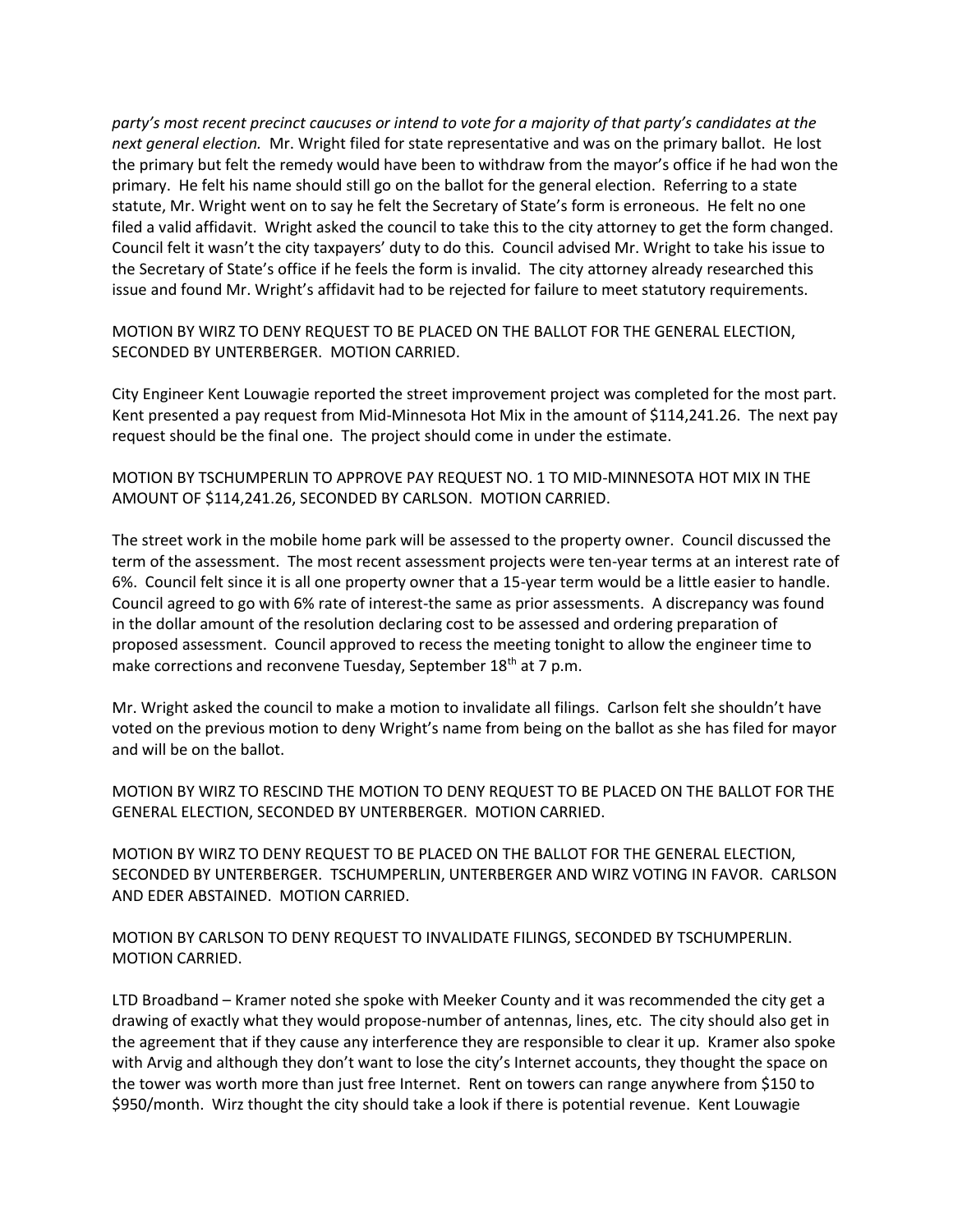*party's most recent precinct caucuses or intend to vote for a majority of that party's candidates at the next general election.* Mr. Wright filed for state representative and was on the primary ballot. He lost the primary but felt the remedy would have been to withdraw from the mayor's office if he had won the primary. He felt his name should still go on the ballot for the general election. Referring to a state statute, Mr. Wright went on to say he felt the Secretary of State's form is erroneous. He felt no one filed a valid affidavit. Wright asked the council to take this to the city attorney to get the form changed. Council felt it wasn't the city taxpayers' duty to do this. Council advised Mr. Wright to take his issue to the Secretary of State's office if he feels the form is invalid. The city attorney already researched this issue and found Mr. Wright's affidavit had to be rejected for failure to meet statutory requirements.

MOTION BY WIRZ TO DENY REQUEST TO BE PLACED ON THE BALLOT FOR THE GENERAL ELECTION, SECONDED BY UNTERBERGER. MOTION CARRIED.

City Engineer Kent Louwagie reported the street improvement project was completed for the most part. Kent presented a pay request from Mid-Minnesota Hot Mix in the amount of $114,241.26. The next pay request should be the final one. The project should come in under the estimate.

MOTION BY TSCHUMPERLIN TO APPROVE PAY REQUEST NO. 1 TO MID-MINNESOTA HOT MIX IN THE AMOUNT OF $114,241.26, SECONDED BY CARLSON. MOTION CARRIED.

The street work in the mobile home park will be assessed to the property owner. Council discussed the term of the assessment. The most recent assessment projects were ten-year terms at an interest rate of 6%. Council felt since it is all one property owner that a 15-year term would be a little easier to handle. Council agreed to go with 6% rate of interest-the same as prior assessments. A discrepancy was found in the dollar amount of the resolution declaring cost to be assessed and ordering preparation of proposed assessment. Council approved to recess the meeting tonight to allow the engineer time to make corrections and reconvene Tuesday, September 18th at 7 p.m.

Mr. Wright asked the council to make a motion to invalidate all filings. Carlson felt she shouldn't have voted on the previous motion to deny Wright's name from being on the ballot as she has filed for mayor and will be on the ballot.

MOTION BY WIRZ TO RESCIND THE MOTION TO DENY REQUEST TO BE PLACED ON THE BALLOT FOR THE GENERAL ELECTION, SECONDED BY UNTERBERGER. MOTION CARRIED.

MOTION BY WIRZ TO DENY REQUEST TO BE PLACED ON THE BALLOT FOR THE GENERAL ELECTION, SECONDED BY UNTERBERGER. TSCHUMPERLIN, UNTERBERGER AND WIRZ VOTING IN FAVOR. CARLSON AND EDER ABSTAINED. MOTION CARRIED.

MOTION BY CARLSON TO DENY REQUEST TO INVALIDATE FILINGS, SECONDED BY TSCHUMPERLIN. MOTION CARRIED.

LTD Broadband – Kramer noted she spoke with Meeker County and it was recommended the city get a drawing of exactly what they would propose-number of antennas, lines, etc. The city should also get in the agreement that if they cause any interference they are responsible to clear it up. Kramer also spoke with Arvig and although they don't want to lose the city's Internet accounts, they thought the space on the tower was worth more than just free Internet. Rent on towers can range anywhere from $150 to $950/month. Wirz thought the city should take a look if there is potential revenue. Kent Louwagie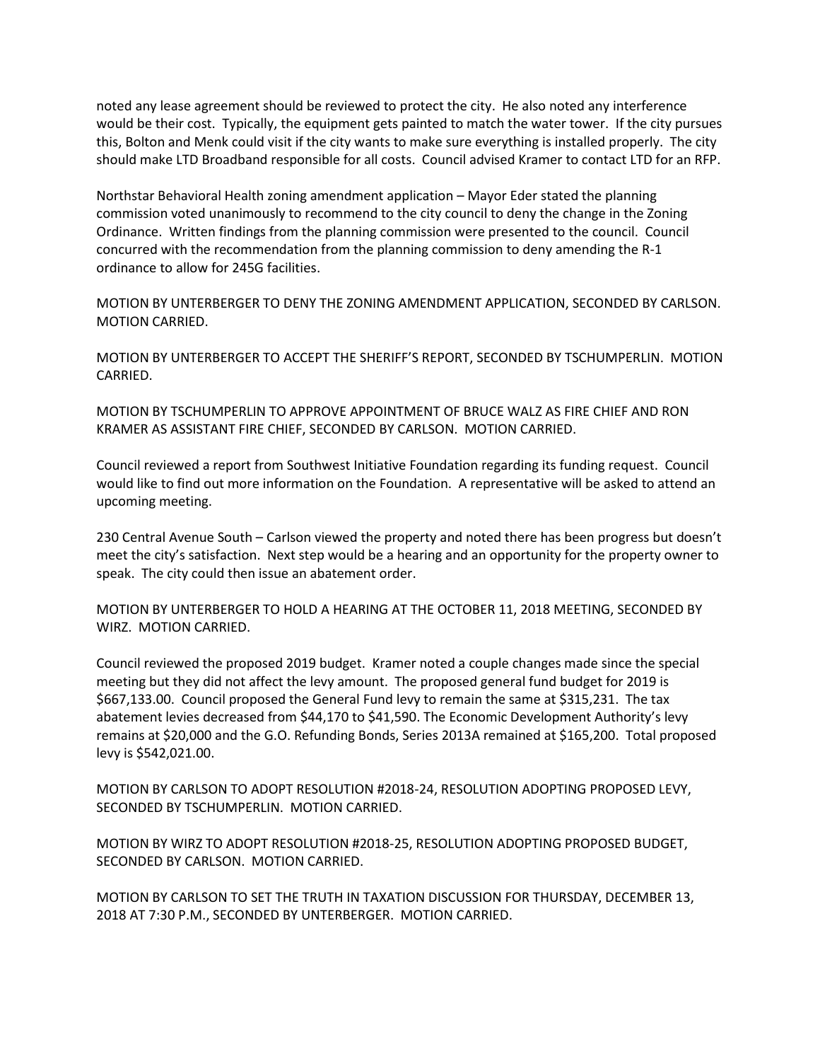noted any lease agreement should be reviewed to protect the city. He also noted any interference would be their cost. Typically, the equipment gets painted to match the water tower. If the city pursues this, Bolton and Menk could visit if the city wants to make sure everything is installed properly. The city should make LTD Broadband responsible for all costs. Council advised Kramer to contact LTD for an RFP.

Northstar Behavioral Health zoning amendment application – Mayor Eder stated the planning commission voted unanimously to recommend to the city council to deny the change in the Zoning Ordinance. Written findings from the planning commission were presented to the council. Council concurred with the recommendation from the planning commission to deny amending the R-1 ordinance to allow for 245G facilities.

MOTION BY UNTERBERGER TO DENY THE ZONING AMENDMENT APPLICATION, SECONDED BY CARLSON. MOTION CARRIED.

MOTION BY UNTERBERGER TO ACCEPT THE SHERIFF'S REPORT, SECONDED BY TSCHUMPERLIN. MOTION CARRIED.

MOTION BY TSCHUMPERLIN TO APPROVE APPOINTMENT OF BRUCE WALZ AS FIRE CHIEF AND RON KRAMER AS ASSISTANT FIRE CHIEF, SECONDED BY CARLSON. MOTION CARRIED.

Council reviewed a report from Southwest Initiative Foundation regarding its funding request. Council would like to find out more information on the Foundation. A representative will be asked to attend an upcoming meeting.

230 Central Avenue South – Carlson viewed the property and noted there has been progress but doesn't meet the city's satisfaction. Next step would be a hearing and an opportunity for the property owner to speak. The city could then issue an abatement order.

MOTION BY UNTERBERGER TO HOLD A HEARING AT THE OCTOBER 11, 2018 MEETING, SECONDED BY WIRZ. MOTION CARRIED.

Council reviewed the proposed 2019 budget. Kramer noted a couple changes made since the special meeting but they did not affect the levy amount. The proposed general fund budget for 2019 is $667,133.00. Council proposed the General Fund levy to remain the same at $315,231. The tax abatement levies decreased from $44,170 to $41,590. The Economic Development Authority's levy remains at $20,000 and the G.O. Refunding Bonds, Series 2013A remained at $165,200. Total proposed levy is $542,021.00.

MOTION BY CARLSON TO ADOPT RESOLUTION #2018-24, RESOLUTION ADOPTING PROPOSED LEVY, SECONDED BY TSCHUMPERLIN. MOTION CARRIED.

MOTION BY WIRZ TO ADOPT RESOLUTION #2018-25, RESOLUTION ADOPTING PROPOSED BUDGET, SECONDED BY CARLSON. MOTION CARRIED.

MOTION BY CARLSON TO SET THE TRUTH IN TAXATION DISCUSSION FOR THURSDAY, DECEMBER 13, 2018 AT 7:30 P.M., SECONDED BY UNTERBERGER. MOTION CARRIED.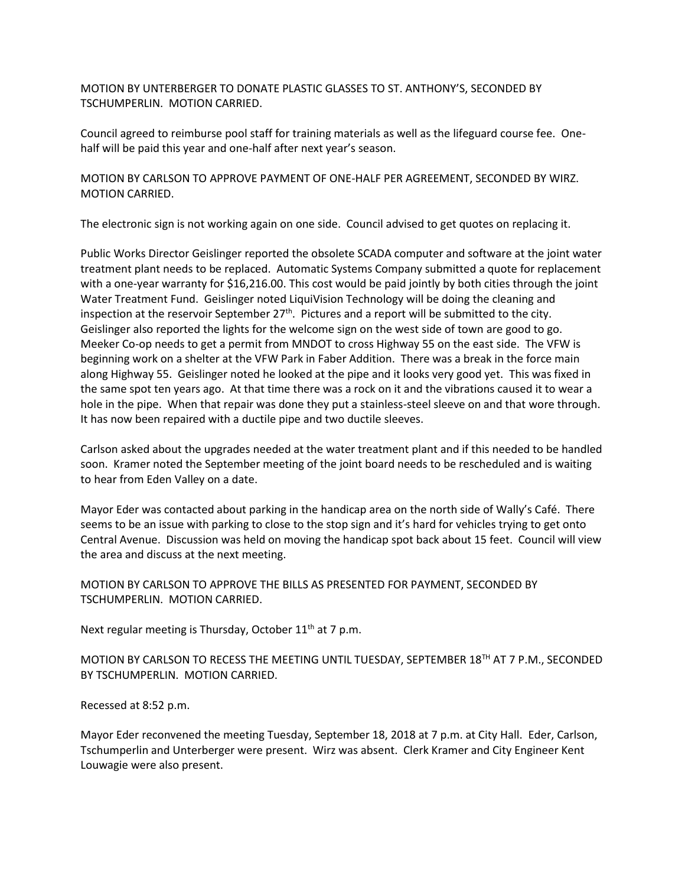MOTION BY UNTERBERGER TO DONATE PLASTIC GLASSES TO ST. ANTHONY'S, SECONDED BY TSCHUMPERLIN. MOTION CARRIED.

Council agreed to reimburse pool staff for training materials as well as the lifeguard course fee. One-half will be paid this year and one-half after next year's season.

MOTION BY CARLSON TO APPROVE PAYMENT OF ONE-HALF PER AGREEMENT, SECONDED BY WIRZ. MOTION CARRIED.

The electronic sign is not working again on one side. Council advised to get quotes on replacing it.

Public Works Director Geislinger reported the obsolete SCADA computer and software at the joint water treatment plant needs to be replaced. Automatic Systems Company submitted a quote for replacement with a one-year warranty for $16,216.00. This cost would be paid jointly by both cities through the joint Water Treatment Fund. Geislinger noted LiquiVision Technology will be doing the cleaning and inspection at the reservoir September 27th. Pictures and a report will be submitted to the city. Geislinger also reported the lights for the welcome sign on the west side of town are good to go. Meeker Co-op needs to get a permit from MNDOT to cross Highway 55 on the east side. The VFW is beginning work on a shelter at the VFW Park in Faber Addition. There was a break in the force main along Highway 55. Geislinger noted he looked at the pipe and it looks very good yet. This was fixed in the same spot ten years ago. At that time there was a rock on it and the vibrations caused it to wear a hole in the pipe. When that repair was done they put a stainless-steel sleeve on and that wore through. It has now been repaired with a ductile pipe and two ductile sleeves.

Carlson asked about the upgrades needed at the water treatment plant and if this needed to be handled soon. Kramer noted the September meeting of the joint board needs to be rescheduled and is waiting to hear from Eden Valley on a date.

Mayor Eder was contacted about parking in the handicap area on the north side of Wally's Café. There seems to be an issue with parking to close to the stop sign and it's hard for vehicles trying to get onto Central Avenue. Discussion was held on moving the handicap spot back about 15 feet. Council will view the area and discuss at the next meeting.

MOTION BY CARLSON TO APPROVE THE BILLS AS PRESENTED FOR PAYMENT, SECONDED BY TSCHUMPERLIN. MOTION CARRIED.

Next regular meeting is Thursday, October 11th at 7 p.m.

MOTION BY CARLSON TO RECESS THE MEETING UNTIL TUESDAY, SEPTEMBER 18TH AT 7 P.M., SECONDED BY TSCHUMPERLIN. MOTION CARRIED.

Recessed at 8:52 p.m.

Mayor Eder reconvened the meeting Tuesday, September 18, 2018 at 7 p.m. at City Hall. Eder, Carlson, Tschumperlin and Unterberger were present. Wirz was absent. Clerk Kramer and City Engineer Kent Louwagie were also present.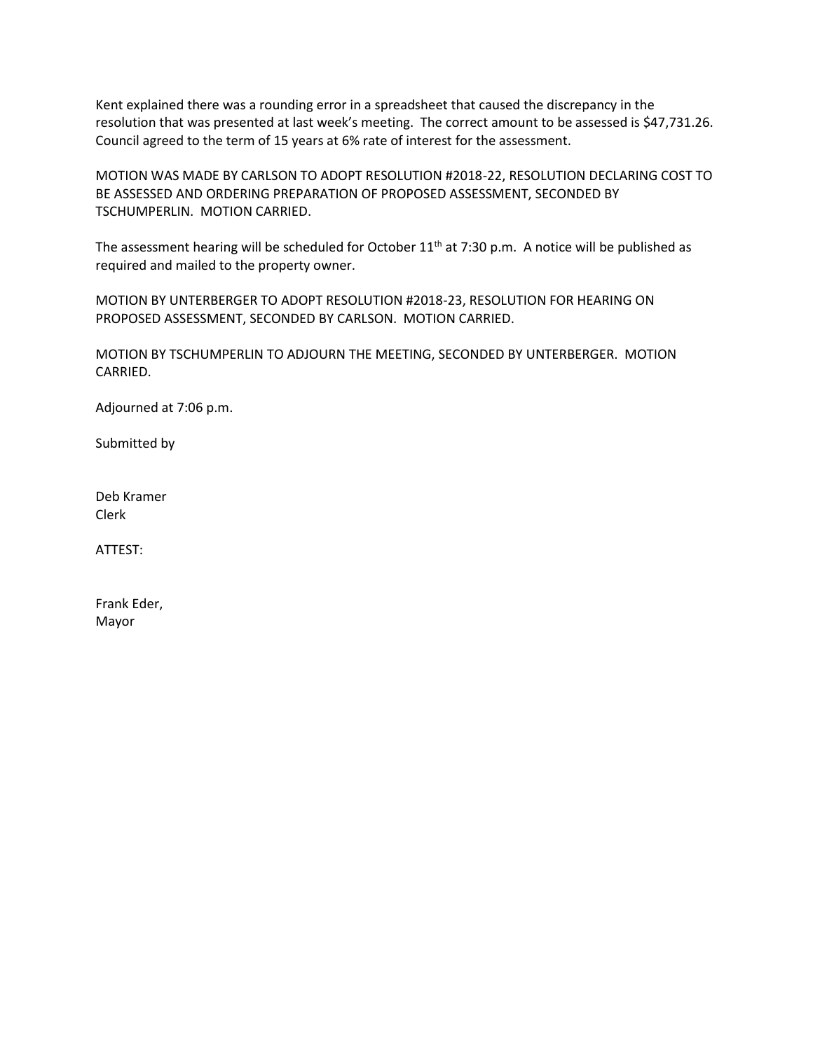Kent explained there was a rounding error in a spreadsheet that caused the discrepancy in the resolution that was presented at last week's meeting. The correct amount to be assessed is $47,731.26. Council agreed to the term of 15 years at 6% rate of interest for the assessment.

MOTION WAS MADE BY CARLSON TO ADOPT RESOLUTION #2018-22, RESOLUTION DECLARING COST TO BE ASSESSED AND ORDERING PREPARATION OF PROPOSED ASSESSMENT, SECONDED BY TSCHUMPERLIN. MOTION CARRIED.

The assessment hearing will be scheduled for October 11th at 7:30 p.m. A notice will be published as required and mailed to the property owner.

MOTION BY UNTERBERGER TO ADOPT RESOLUTION #2018-23, RESOLUTION FOR HEARING ON PROPOSED ASSESSMENT, SECONDED BY CARLSON. MOTION CARRIED.

MOTION BY TSCHUMPERLIN TO ADJOURN THE MEETING, SECONDED BY UNTERBERGER. MOTION CARRIED.

Adjourned at 7:06 p.m.

Submitted by

Deb Kramer
Clerk

ATTEST:

Frank Eder,
Mayor